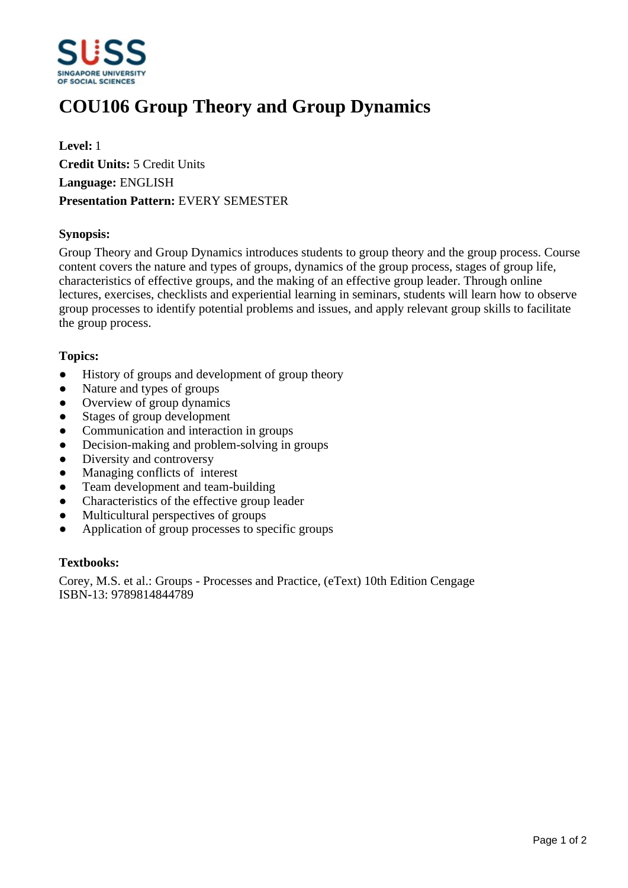# COU106 Group Theory and Group Dynamics

**Level:** 1
**Credit Units:** 5 Credit Units
**Language:** ENGLISH
**Presentation Pattern:** EVERY SEMESTER

### Synopsis:

Group Theory and Group Dynamics introduces students to group theory and the group process. Course content covers the nature and types of groups, dynamics of the group process, stages of group life, characteristics of effective groups, and the making of an effective group leader. Through online lectures, exercises, checklists and experiential learning in seminars, students will learn how to observe group processes to identify potential problems and issues, and apply relevant group skills to facilitate the group process.

### Topics:

- History of groups and development of group theory
- Nature and types of groups
- Overview of group dynamics
- Stages of group development
- Communication and interaction in groups
- Decision-making and problem-solving in groups
- Diversity and controversy
- Managing conflicts of interest
- Team development and team-building
- Characteristics of the effective group leader
- Multicultural perspectives of groups
- Application of group processes to specific groups

### Textbooks:

Corey, M.S. et al.: Groups - Processes and Practice, (eText) 10th Edition Cengage
ISBN-13: 9789814844789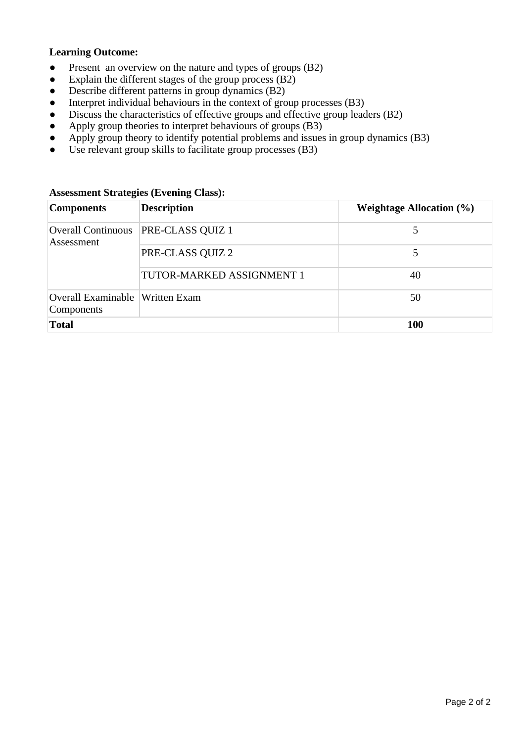**Learning Outcome:**

- Present an overview on the nature and types of groups (B2)
- Explain the different stages of the group process (B2)
- Describe different patterns in group dynamics (B2)
- Interpret individual behaviours in the context of group processes (B3)
- Discuss the characteristics of effective groups and effective group leaders (B2)
- Apply group theories to interpret behaviours of groups (B3)
- Apply group theory to identify potential problems and issues in group dynamics (B3)
- Use relevant group skills to facilitate group processes (B3)

**Assessment Strategies (Evening Class):**

| **Components** | **Description** | **Weightage Allocation (%)** |
|---|---|---|
| Overall Continuous Assessment | PRE-CLASS QUIZ 1 | 5 |
| | PRE-CLASS QUIZ 2 | 5 |
| | TUTOR-MARKED ASSIGNMENT 1 | 40 |
| Overall Examinable Components | Written Exam | 50 |
| **Total** | | **100** |